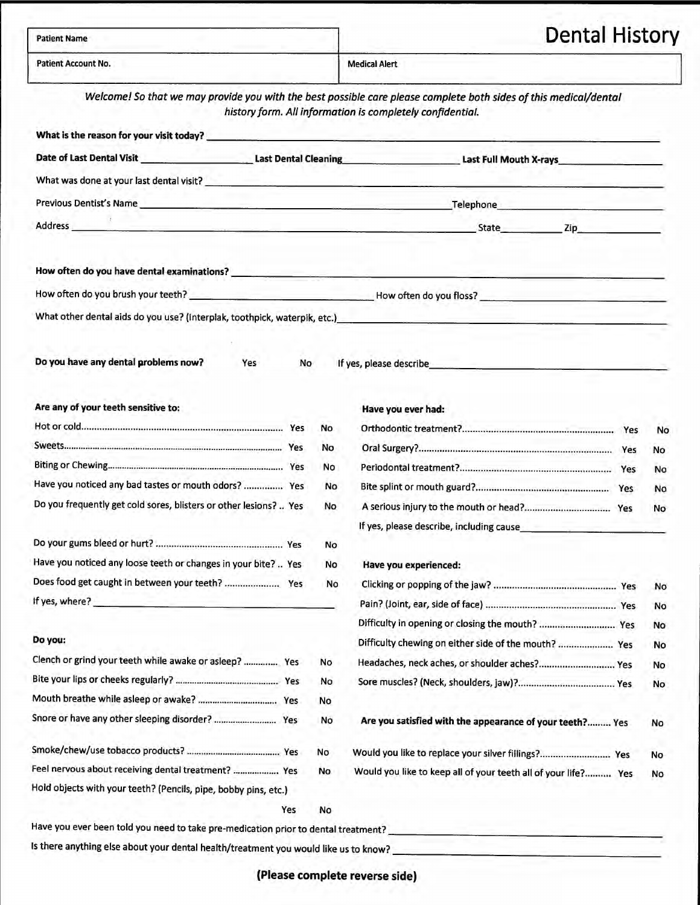| Patient Name | Dental History |
|---|---|
| Patient Account No. | Medical Alert |

# Dental History

*Welcome! So that we may provide you with the best possible care please complete both sides of this medical/dental history form. All information is completely confidential.*

**What is the reason for your visit today?** ______________________________

**Date of Last Dental Visit** __________ **Last Dental Cleaning** __________ **Last Full Mouth X-rays** __________

What was done at your last dental visit? ______________________________

Previous Dentist's Name ______________________________ Telephone __________

Address ______________________________ State ______ Zip ______

**How often do you have dental examinations?** ______________________________

How often do you brush your teeth? __________ How often do you floss? __________

What other dental aids do you use? (Interplak, toothpick, waterpik, etc.) ______________________________

**Do you have any dental problems now?** Yes No If yes, please describe ______________________________

**Are any of your teeth sensitive to:**

| | | |
|---|---|---|
| Hot or cold | Yes | No |
| Sweets | Yes | No |
| Biting or Chewing | Yes | No |
| Have you noticed any bad tastes or mouth odors? | Yes | No |
| Do you frequently get cold sores, blisters or other lesions? | Yes | No |
| Do your gums bleed or hurt? | Yes | No |
| Have you noticed any loose teeth or changes in your bite? | Yes | No |
| Does food get caught in between your teeth? | Yes | No |

If yes, where? ______________________________

**Do you:**

| | | |
|---|---|---|
| Clench or grind your teeth while awake or asleep? | Yes | No |
| Bite your lips or cheeks regularly? | Yes | No |
| Mouth breathe while asleep or awake? | Yes | No |
| Snore or have any other sleeping disorder? | Yes | No |
| Smoke/chew/use tobacco products? | Yes | No |
| Feel nervous about receiving dental treatment? | Yes | No |
| Hold objects with your teeth? (Pencils, pipe, bobby pins, etc.) | Yes | No |

**Have you ever had:**

| | | |
|---|---|---|
| Orthodontic treatment? | Yes | No |
| Oral Surgery? | Yes | No |
| Periodontal treatment? | Yes | No |
| Bite splint or mouth guard? | Yes | No |
| A serious injury to the mouth or head? | Yes | No |

If yes, please describe, including cause ______________________________

**Have you experienced:**

| | | |
|---|---|---|
| Clicking or popping of the jaw? | Yes | No |
| Pain? (Joint, ear, side of face) | Yes | No |
| Difficulty in opening or closing the mouth? | Yes | No |
| Difficulty chewing on either side of the mouth? | Yes | No |
| Headaches, neck aches, or shoulder aches? | Yes | No |
| Sore muscles? (Neck, shoulders, jaw)? | Yes | No |

| | | |
|---|---|---|
| **Are you satisfied with the appearance of your teeth?** | Yes | No |
| Would you like to replace your silver fillings? | Yes | No |
| Would you like to keep all of your teeth all of your life? | Yes | No |

Have you ever been told you need to take pre-medication prior to dental treatment? ______________________________

Is there anything else about your dental health/treatment you would like us to know? ______________________________

**(Please complete reverse side)**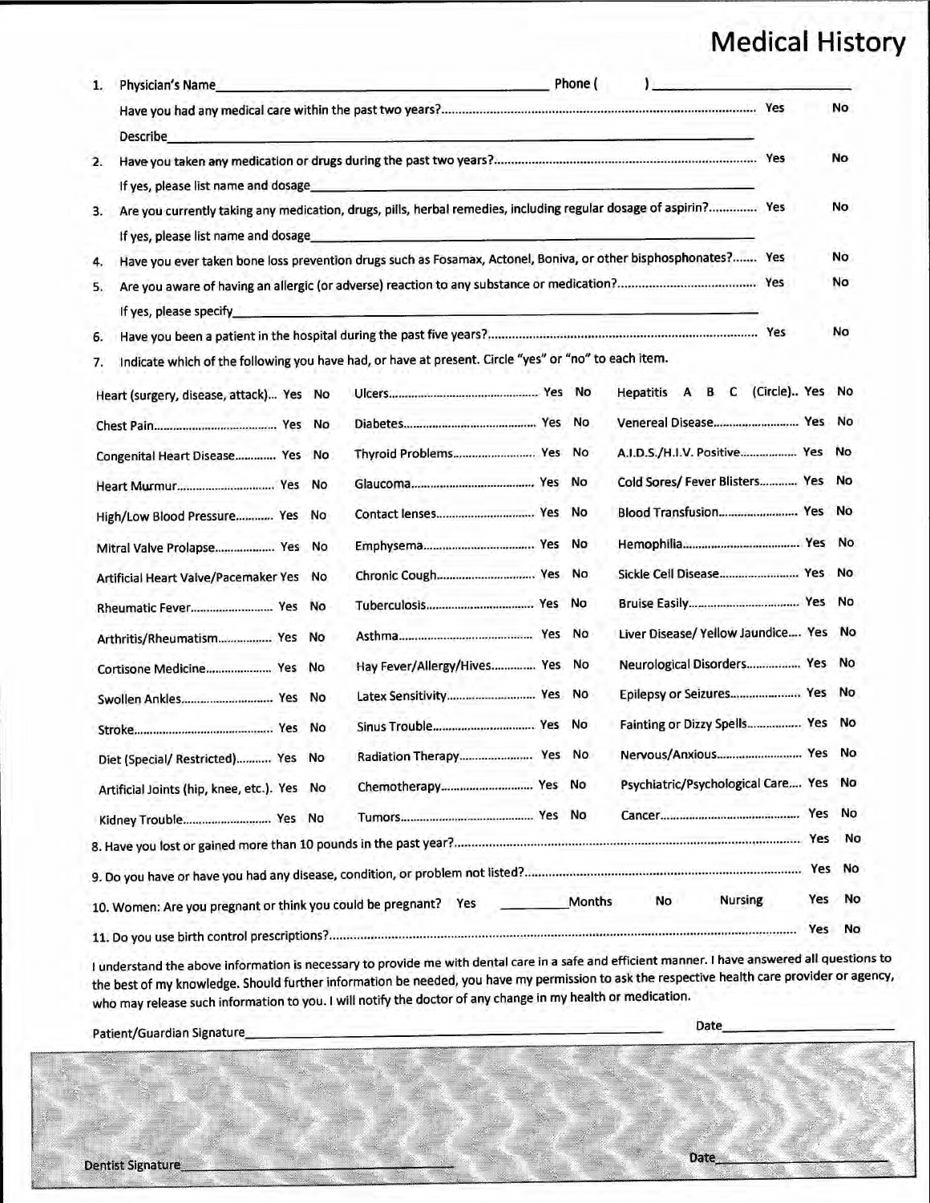# Medical History

1. Physician's Name\_\_\_\_\_\_\_\_\_\_\_\_\_\_\_\_\_\_\_\_ Phone ( &nbsp;&nbsp;&nbsp; )\_\_\_\_\_\_\_\_\_\_\_\_\_\_\_\_

   Have you had any medical care within the past two years?........................................ Yes &nbsp;&nbsp; No

   Describe\_\_\_\_\_\_\_\_\_\_\_\_\_\_\_\_\_\_\_\_\_\_\_\_\_\_\_\_\_\_\_\_\_\_\_\_\_\_\_\_

2. Have you taken any medication or drugs during the past two years?........................................ Yes &nbsp;&nbsp; No

   If yes, please list name and dosage\_\_\_\_\_\_\_\_\_\_\_\_\_\_\_\_\_\_\_\_\_\_\_\_\_\_\_\_\_\_\_\_\_\_\_\_\_\_\_\_

3. Are you currently taking any medication, drugs, pills, herbal remedies, including regular dosage of aspirin?............. Yes &nbsp;&nbsp; No

   If yes, please list name and dosage\_\_\_\_\_\_\_\_\_\_\_\_\_\_\_\_\_\_\_\_\_\_\_\_\_\_\_\_\_\_\_\_\_\_\_\_\_\_\_\_

4. Have you ever taken bone loss prevention drugs such as Fosamax, Actonel, Boniva, or other bisphosphonates?....... Yes &nbsp;&nbsp; No

5. Are you aware of having an allergic (or adverse) reaction to any substance or medication?........................................ Yes &nbsp;&nbsp; No

   If yes, please specify\_\_\_\_\_\_\_\_\_\_\_\_\_\_\_\_\_\_\_\_\_\_\_\_\_\_\_\_\_\_\_\_\_\_\_\_\_\_\_\_

6. Have you been a patient in the hospital during the past five years?........................................ Yes &nbsp;&nbsp; No

7. Indicate which of the following you have had, or have at present. Circle "yes" or "no" to each item.

| | | | | | | | | |
|---|---|---|---|---|---|---|---|---|
| Heart (surgery, disease, attack)... | Yes | No | Ulcers........ | Yes | No | Hepatitis A B C (Circle).. | Yes | No |
| Chest Pain........ | Yes | No | Diabetes........ | Yes | No | Venereal Disease........ | Yes | No |
| Congenital Heart Disease........ | Yes | No | Thyroid Problems........ | Yes | No | A.I.D.S./H.I.V. Positive........ | Yes | No |
| Heart Murmur........ | Yes | No | Glaucoma........ | Yes | No | Cold Sores/ Fever Blisters........ | Yes | No |
| High/Low Blood Pressure........ | Yes | No | Contact lenses........ | Yes | No | Blood Transfusion........ | Yes | No |
| Mitral Valve Prolapse........ | Yes | No | Emphysema........ | Yes | No | Hemophilia........ | Yes | No |
| Artificial Heart Valve/Pacemaker | Yes | No | Chronic Cough........ | Yes | No | Sickle Cell Disease........ | Yes | No |
| Rheumatic Fever........ | Yes | No | Tuberculosis........ | Yes | No | Bruise Easily........ | Yes | No |
| Arthritis/Rheumatism........ | Yes | No | Asthma........ | Yes | No | Liver Disease/ Yellow Jaundice.... | Yes | No |
| Cortisone Medicine........ | Yes | No | Hay Fever/Allergy/Hives........ | Yes | No | Neurological Disorders........ | Yes | No |
| Swollen Ankles........ | Yes | No | Latex Sensitivity........ | Yes | No | Epilepsy or Seizures........ | Yes | No |
| Stroke........ | Yes | No | Sinus Trouble........ | Yes | No | Fainting or Dizzy Spells........ | Yes | No |
| Diet (Special/ Restricted)........ | Yes | No | Radiation Therapy........ | Yes | No | Nervous/Anxious........ | Yes | No |
| Artificial Joints (hip, knee, etc.). | Yes | No | Chemotherapy........ | Yes | No | Psychiatric/Psychological Care.... | Yes | No |
| Kidney Trouble........ | Yes | No | Tumors........ | Yes | No | Cancer........ | Yes | No |

8. Have you lost or gained more than 10 pounds in the past year?........................................ Yes &nbsp;&nbsp; No

9. Do you have or have you had any disease, condition, or problem not listed?........................................ Yes &nbsp;&nbsp; No

10. Women: Are you pregnant or think you could be pregnant? &nbsp; Yes &nbsp; \_\_\_\_\_\_Months &nbsp; No &nbsp;&nbsp; Nursing &nbsp;&nbsp; Yes &nbsp;&nbsp; No

11. Do you use birth control prescriptions?........................................ Yes &nbsp;&nbsp; No

I understand the above information is necessary to provide me with dental care in a safe and efficient manner. I have answered all questions to the best of my knowledge. Should further information be needed, you have my permission to ask the respective health care provider or agency, who may release such information to you. I will notify the doctor of any change in my health or medication.

Patient/Guardian Signature\_\_\_\_\_\_\_\_\_\_\_\_\_\_\_\_\_\_\_\_\_\_\_\_\_\_\_\_\_\_ Date\_\_\_\_\_\_\_\_\_\_\_\_\_\_\_

Dentist Signature\_\_\_\_\_\_\_\_\_\_\_\_\_\_\_\_\_\_\_\_\_\_\_\_\_\_\_\_\_\_ Date\_\_\_\_\_\_\_\_\_\_\_\_\_\_\_